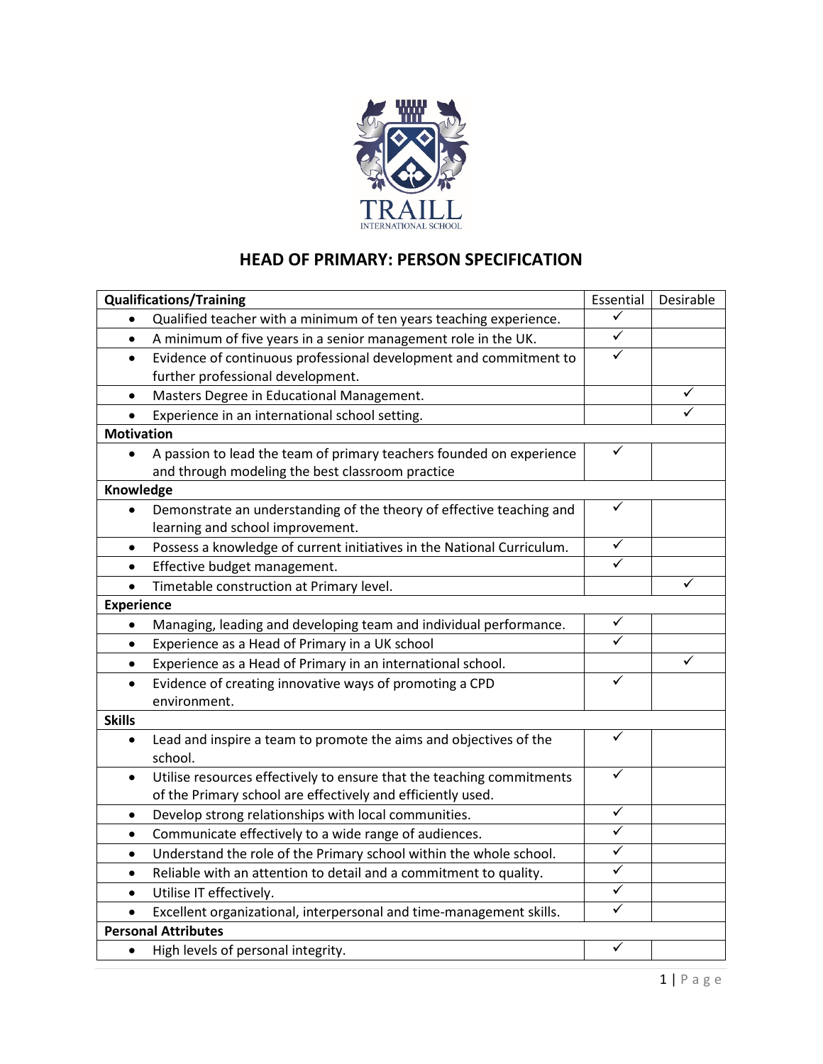TRAILL
INTERNATIONAL SCHOOL

# HEAD OF PRIMARY: PERSON SPECIFICATION

| **Qualifications/Training** | Essential | Desirable |
|---|---|---|
| • Qualified teacher with a minimum of ten years teaching experience. | ✓ | |
| • A minimum of five years in a senior management role in the UK. | ✓ | |
| • Evidence of continuous professional development and commitment to further professional development. | ✓ | |
| • Masters Degree in Educational Management. | | ✓ |
| • Experience in an international school setting. | | ✓ |
| **Motivation** | | |
| • A passion to lead the team of primary teachers founded on experience and through modeling the best classroom practice | ✓ | |
| **Knowledge** | | |
| • Demonstrate an understanding of the theory of effective teaching and learning and school improvement. | ✓ | |
| • Possess a knowledge of current initiatives in the National Curriculum. | ✓ | |
| • Effective budget management. | ✓ | |
| • Timetable construction at Primary level. | | ✓ |
| **Experience** | | |
| • Managing, leading and developing team and individual performance. | ✓ | |
| • Experience as a Head of Primary in a UK school | ✓ | |
| • Experience as a Head of Primary in an international school. | | ✓ |
| • Evidence of creating innovative ways of promoting a CPD environment. | ✓ | |
| **Skills** | | |
| • Lead and inspire a team to promote the aims and objectives of the school. | ✓ | |
| • Utilise resources effectively to ensure that the teaching commitments of the Primary school are effectively and efficiently used. | ✓ | |
| • Develop strong relationships with local communities. | ✓ | |
| • Communicate effectively to a wide range of audiences. | ✓ | |
| • Understand the role of the Primary school within the whole school. | ✓ | |
| • Reliable with an attention to detail and a commitment to quality. | ✓ | |
| • Utilise IT effectively. | ✓ | |
| • Excellent organizational, interpersonal and time-management skills. | ✓ | |
| **Personal Attributes** | | |
| • High levels of personal integrity. | ✓ | |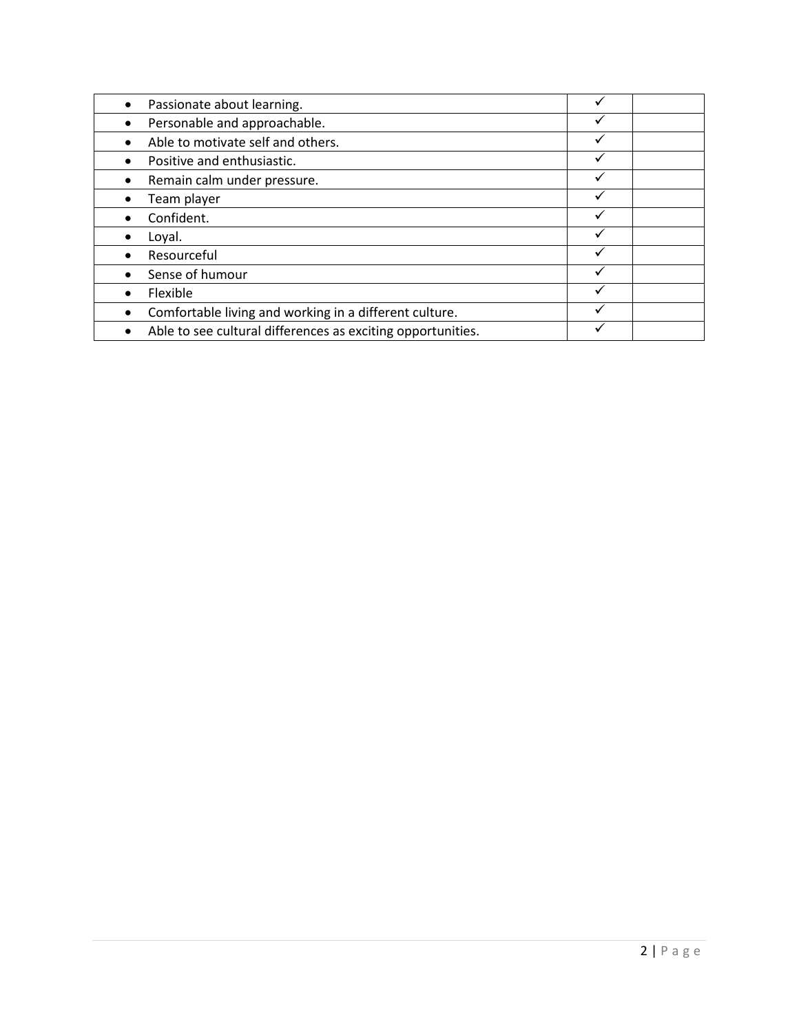| | | |
|---|---|---|
| • Passionate about learning. | ✓ | |
| • Personable and approachable. | ✓ | |
| • Able to motivate self and others. | ✓ | |
| • Positive and enthusiastic. | ✓ | |
| • Remain calm under pressure. | ✓ | |
| • Team player | ✓ | |
| • Confident. | ✓ | |
| • Loyal. | ✓ | |
| • Resourceful | ✓ | |
| • Sense of humour | ✓ | |
| • Flexible | ✓ | |
| • Comfortable living and working in a different culture. | ✓ | |
| • Able to see cultural differences as exciting opportunities. | ✓ | |